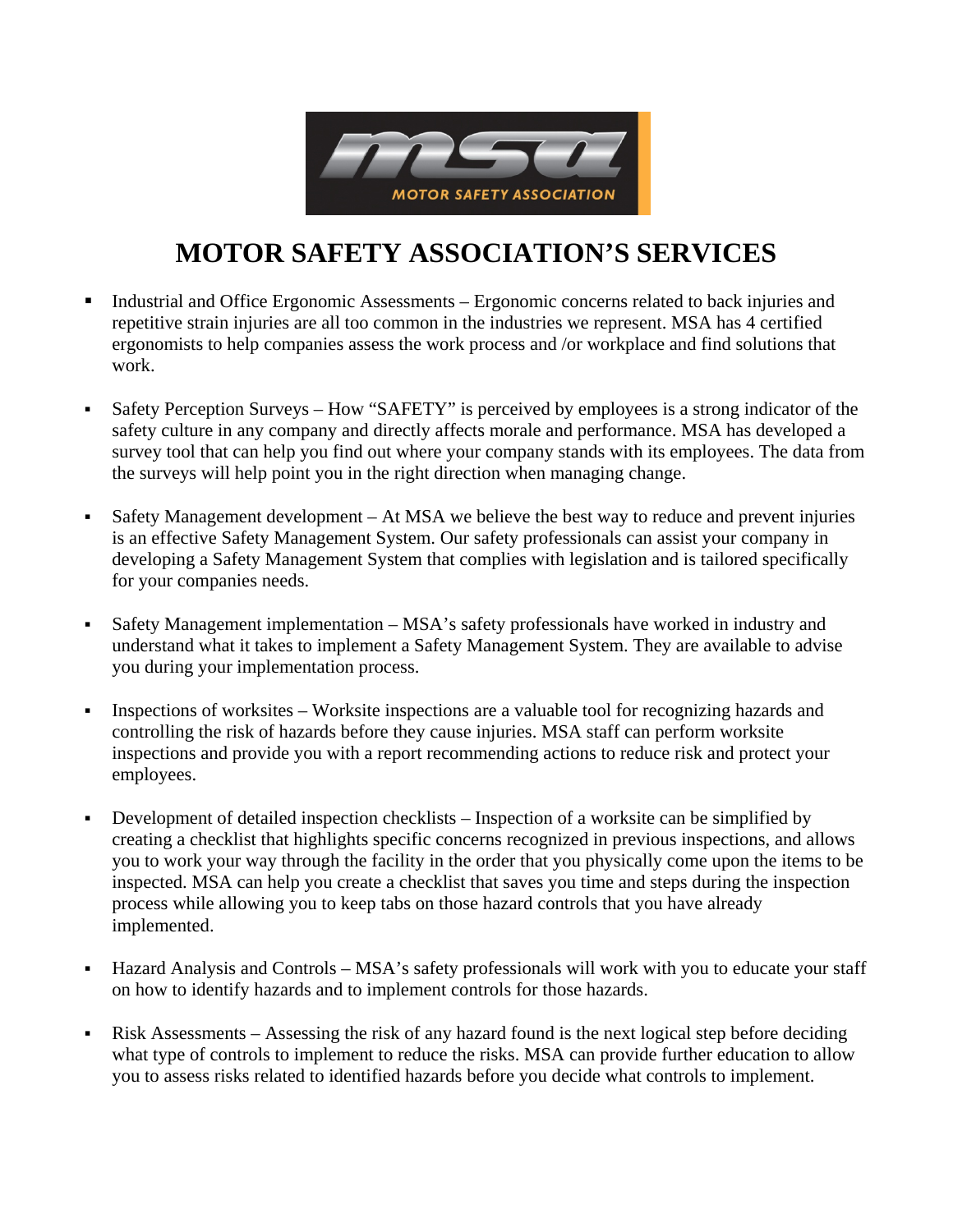# MOTOR SAFETY ASSOCIATION'S SERVICES

- Industrial and Office Ergonomic Assessments – Ergonomic concerns related to back injuries and repetitive strain injuries are all too common in the industries we represent. MSA has 4 certified ergonomists to help companies assess the work process and /or workplace and find solutions that work.

- Safety Perception Surveys – How "SAFETY" is perceived by employees is a strong indicator of the safety culture in any company and directly affects morale and performance. MSA has developed a survey tool that can help you find out where your company stands with its employees. The data from the surveys will help point you in the right direction when managing change.

- Safety Management development – At MSA we believe the best way to reduce and prevent injuries is an effective Safety Management System. Our safety professionals can assist your company in developing a Safety Management System that complies with legislation and is tailored specifically for your companies needs.

- Safety Management implementation – MSA's safety professionals have worked in industry and understand what it takes to implement a Safety Management System. They are available to advise you during your implementation process.

- Inspections of worksites – Worksite inspections are a valuable tool for recognizing hazards and controlling the risk of hazards before they cause injuries. MSA staff can perform worksite inspections and provide you with a report recommending actions to reduce risk and protect your employees.

- Development of detailed inspection checklists – Inspection of a worksite can be simplified by creating a checklist that highlights specific concerns recognized in previous inspections, and allows you to work your way through the facility in the order that you physically come upon the items to be inspected. MSA can help you create a checklist that saves you time and steps during the inspection process while allowing you to keep tabs on those hazard controls that you have already implemented.

- Hazard Analysis and Controls – MSA's safety professionals will work with you to educate your staff on how to identify hazards and to implement controls for those hazards.

- Risk Assessments – Assessing the risk of any hazard found is the next logical step before deciding what type of controls to implement to reduce the risks. MSA can provide further education to allow you to assess risks related to identified hazards before you decide what controls to implement.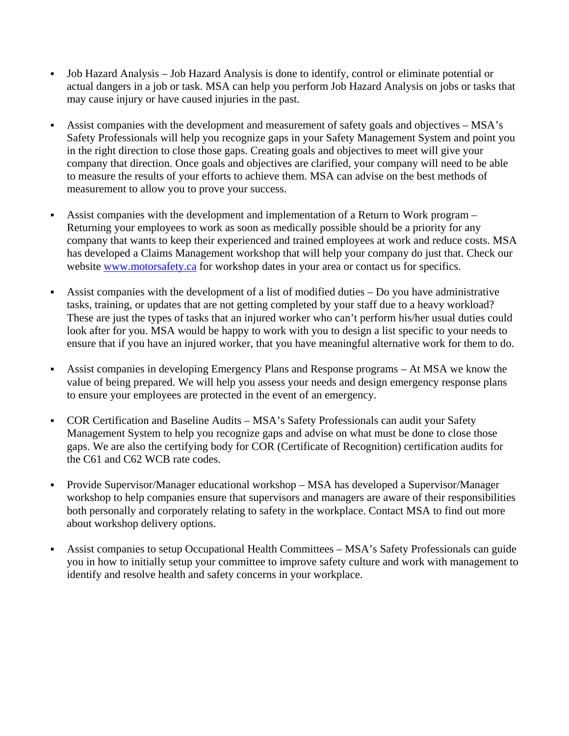- Job Hazard Analysis – Job Hazard Analysis is done to identify, control or eliminate potential or actual dangers in a job or task. MSA can help you perform Job Hazard Analysis on jobs or tasks that may cause injury or have caused injuries in the past.

- Assist companies with the development and measurement of safety goals and objectives – MSA's Safety Professionals will help you recognize gaps in your Safety Management System and point you in the right direction to close those gaps. Creating goals and objectives to meet will give your company that direction. Once goals and objectives are clarified, your company will need to be able to measure the results of your efforts to achieve them. MSA can advise on the best methods of measurement to allow you to prove your success.

- Assist companies with the development and implementation of a Return to Work program – Returning your employees to work as soon as medically possible should be a priority for any company that wants to keep their experienced and trained employees at work and reduce costs. MSA has developed a Claims Management workshop that will help your company do just that. Check our website [www.motorsafety.ca](http://www.motorsafety.ca) for workshop dates in your area or contact us for specifics.

- Assist companies with the development of a list of modified duties – Do you have administrative tasks, training, or updates that are not getting completed by your staff due to a heavy workload? These are just the types of tasks that an injured worker who can't perform his/her usual duties could look after for you. MSA would be happy to work with you to design a list specific to your needs to ensure that if you have an injured worker, that you have meaningful alternative work for them to do.

- Assist companies in developing Emergency Plans and Response programs – At MSA we know the value of being prepared. We will help you assess your needs and design emergency response plans to ensure your employees are protected in the event of an emergency.

- COR Certification and Baseline Audits – MSA's Safety Professionals can audit your Safety Management System to help you recognize gaps and advise on what must be done to close those gaps. We are also the certifying body for COR (Certificate of Recognition) certification audits for the C61 and C62 WCB rate codes.

- Provide Supervisor/Manager educational workshop – MSA has developed a Supervisor/Manager workshop to help companies ensure that supervisors and managers are aware of their responsibilities both personally and corporately relating to safety in the workplace. Contact MSA to find out more about workshop delivery options.

- Assist companies to setup Occupational Health Committees – MSA's Safety Professionals can guide you in how to initially setup your committee to improve safety culture and work with management to identify and resolve health and safety concerns in your workplace.